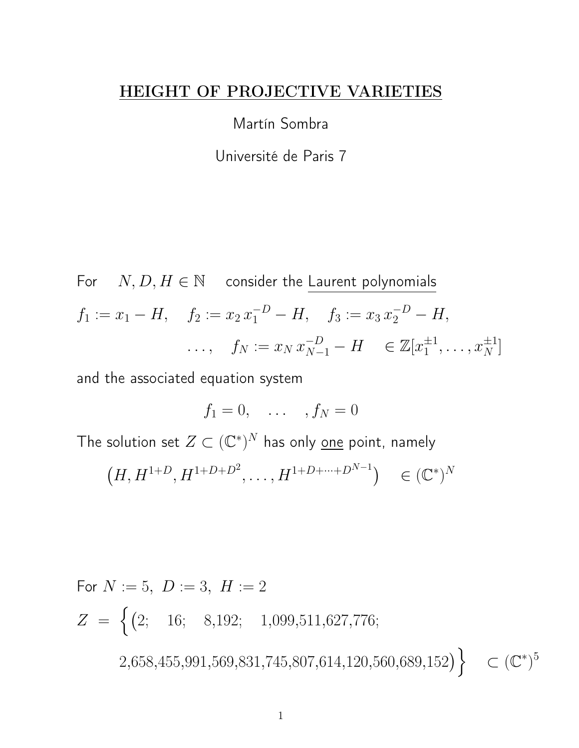# HEIGHT OF PROJECTIVE VARIETIES

Martín Sombra

Université de Paris 7

For $N, D, H \in \mathbb{N}$ consider the Laurent polynomials

$$f_1 := x_1 - H, \quad f_2 := x_2\, x_1^{-D} - H, \quad f_3 := x_3\, x_2^{-D} - H,$$

$$\ldots, \quad f_N := x_N\, x_{N-1}^{-D} - H \quad \in \mathbb{Z}[x_1^{\pm 1}, \ldots, x_N^{\pm 1}]$$

and the associated equation system

$$f_1 = 0, \quad \ldots \quad , f_N = 0$$

The solution set $Z \subset (\mathbb{C}^*)^N$ has only one point, namely

$$\left(H, H^{1+D}, H^{1+D+D^2}, \ldots, H^{1+D+\cdots+D^{N-1}}\right) \quad \in (\mathbb{C}^*)^N$$

For $N := 5,\ D := 3,\ H := 2$

$$Z \ = \ \Big\{\big(2; \quad 16; \quad 8{,}192; \quad 1{,}099{,}511{,}627{,}776;$$

$$2{,}658{,}455{,}991{,}569{,}831{,}745{,}807{,}614{,}120{,}560{,}689{,}152\big)\Big\} \quad \subset (\mathbb{C}^*)^5$$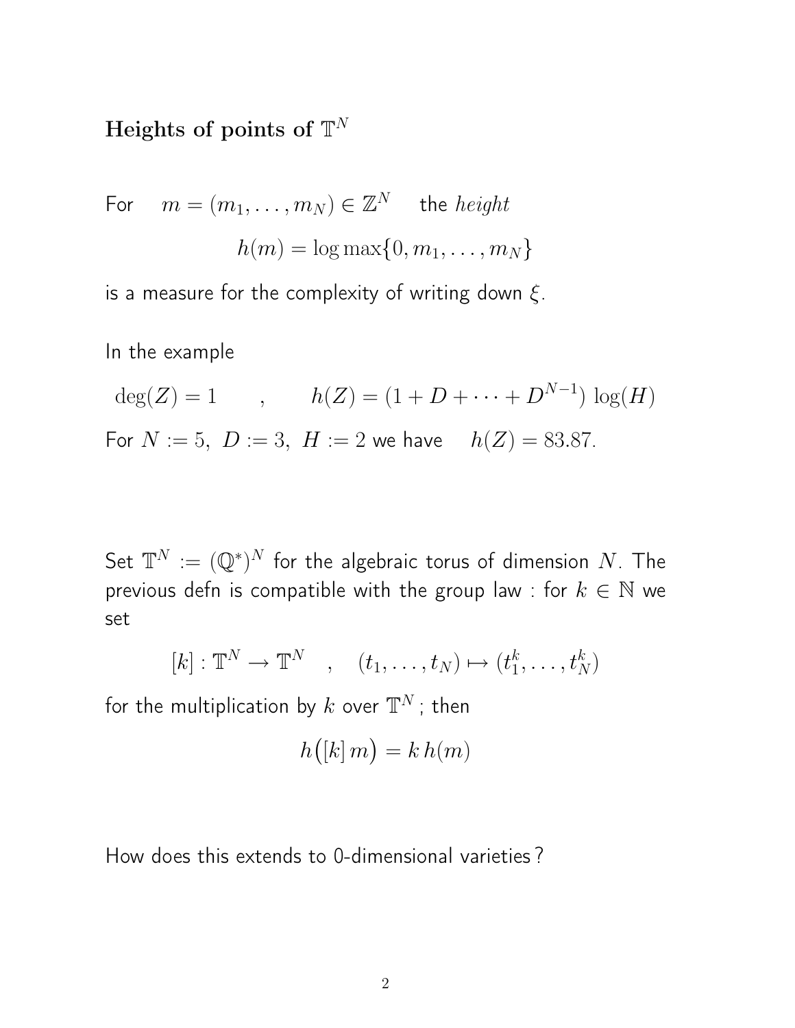## Heights of points of $\mathbb{T}^N$

For $\quad m = (m_1, \ldots, m_N) \in \mathbb{Z}^N \quad$ the *height*

$$h(m) = \log \max\{0, m_1, \ldots, m_N\}$$

is a measure for the complexity of writing down $\xi$.

In the example

$$\deg(Z) = 1 \qquad , \qquad h(Z) = (1 + D + \cdots + D^{N-1}) \log(H)$$

For $N := 5, \ D := 3, \ H := 2$ we have $\quad h(Z) = 83.87.$

Set $\mathbb{T}^N := (\mathbb{Q}^*)^N$ for the algebraic torus of dimension $N$. The previous defn is compatible with the group law : for $k \in \mathbb{N}$ we set

$$[k] : \mathbb{T}^N \to \mathbb{T}^N \quad , \quad (t_1, \ldots, t_N) \mapsto (t_1^k, \ldots, t_N^k)$$

for the multiplication by $k$ over $\mathbb{T}^N$ ; then

$$h\big([k]\, m\big) = k\, h(m)$$

How does this extends to 0-dimensional varieties ?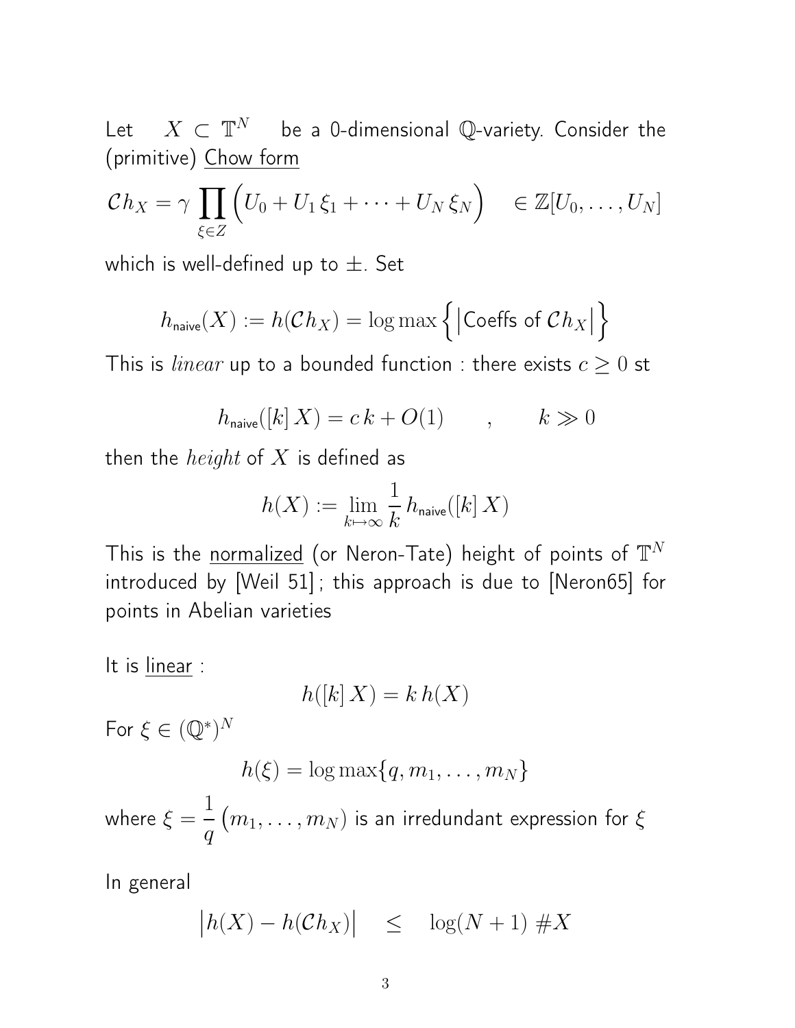Let $X \subset \mathbb{T}^N$ be a 0-dimensional $\mathbb{Q}$-variety. Consider the (primitive) Chow form

$$\mathcal{C}h_X = \gamma \prod_{\xi \in Z} \Big( U_0 + U_1\,\xi_1 + \cdots + U_N\,\xi_N \Big) \quad \in \mathbb{Z}[U_0, \ldots, U_N]$$

which is well-defined up to $\pm$. Set

$$h_{\mathsf{naive}}(X) := h(\mathcal{C}h_X) = \log \max \Big\{ \big| \text{Coeffs of } \mathcal{C}h_X \big| \Big\}$$

This is *linear* up to a bounded function : there exists $c \geq 0$ st

$$h_{\mathsf{naive}}([k]\,X) = c\,k + O(1) \qquad , \qquad k \gg 0$$

then the *height* of $X$ is defined as

$$h(X) := \lim_{k \mapsto \infty} \frac{1}{k}\, h_{\mathsf{naive}}([k]\,X)$$

This is the normalized (or Neron-Tate) height of points of $\mathbb{T}^N$ introduced by [Weil 51] ; this approach is due to [Neron65] for points in Abelian varieties

It is linear :

$$h([k]\,X) = k\,h(X)$$

For $\xi \in (\mathbb{Q}^*)^N$

$$h(\xi) = \log \max\{q, m_1, \ldots, m_N\}$$

where $\xi = \dfrac{1}{q}\,(m_1, \ldots, m_N)$ is an irredundant expression for $\xi$

In general

$$\big| h(X) - h(\mathcal{C}h_X) \big| \quad \leq \quad \log(N+1)\;\#X$$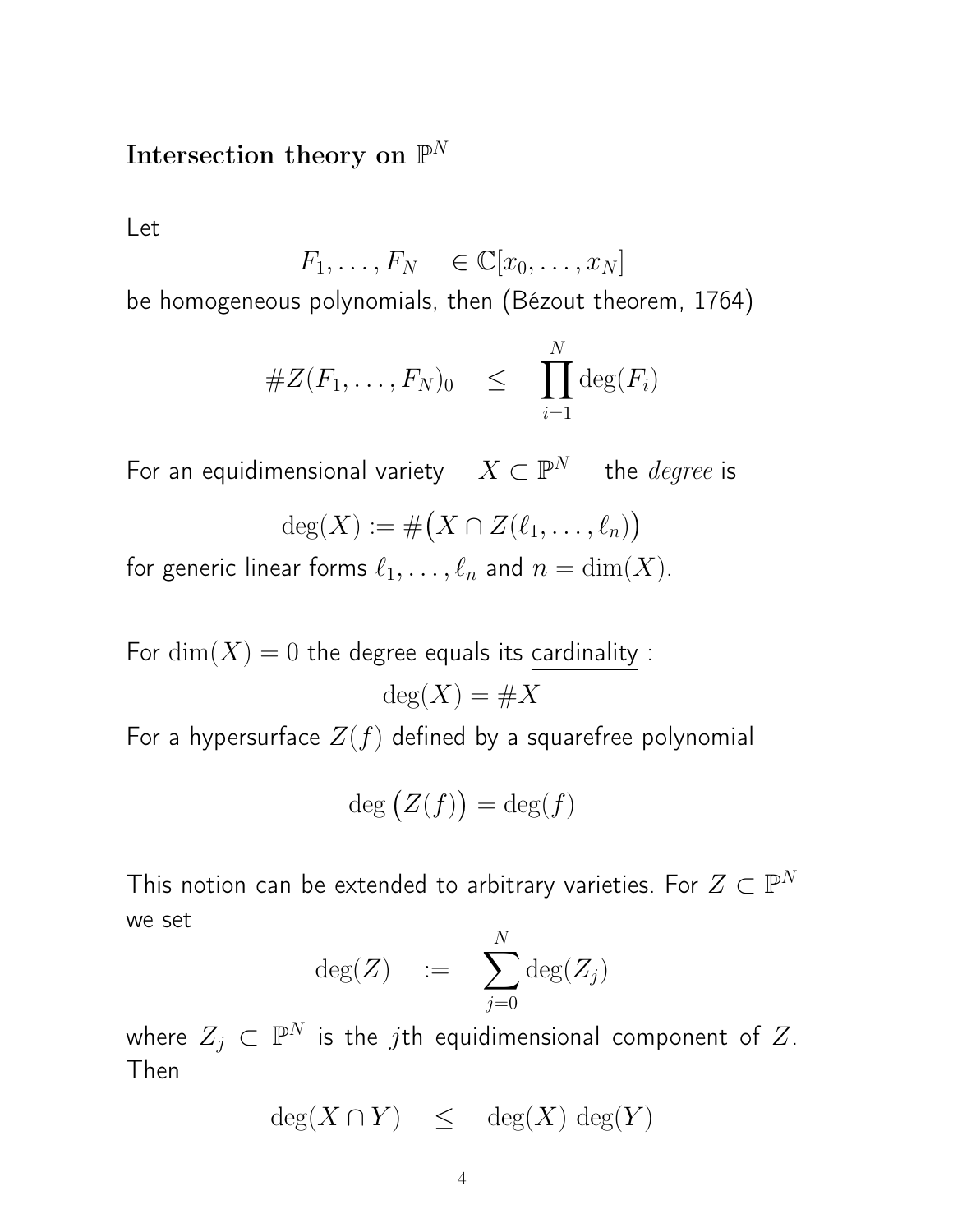## Intersection theory on $\mathbb{P}^N$

Let

$$F_1, \ldots, F_N \quad \in \mathbb{C}[x_0, \ldots, x_N]$$

be homogeneous polynomials, then (Bézout theorem, 1764)

$$\#Z(F_1, \ldots, F_N)_0 \quad \leq \quad \prod_{i=1}^{N} \deg(F_i)$$

For an equidimensional variety $\quad X \subset \mathbb{P}^N \quad$ the *degree* is

$$\deg(X) := \#\big(X \cap Z(\ell_1, \ldots, \ell_n)\big)$$

for generic linear forms $\ell_1, \ldots, \ell_n$ and $n = \dim(X)$.

For $\dim(X) = 0$ the degree equals its <u>cardinality</u> :

$$\deg(X) = \#X$$

For a hypersurface $Z(f)$ defined by a squarefree polynomial

$$\deg\big(Z(f)\big) = \deg(f)$$

This notion can be extended to arbitrary varieties. For $Z \subset \mathbb{P}^N$ we set

$$\deg(Z) \quad := \quad \sum_{j=0}^{N} \deg(Z_j)$$

where $Z_j \subset \mathbb{P}^N$ is the $j$th equidimensional component of $Z$. Then

$$\deg(X \cap Y) \quad \leq \quad \deg(X)\,\deg(Y)$$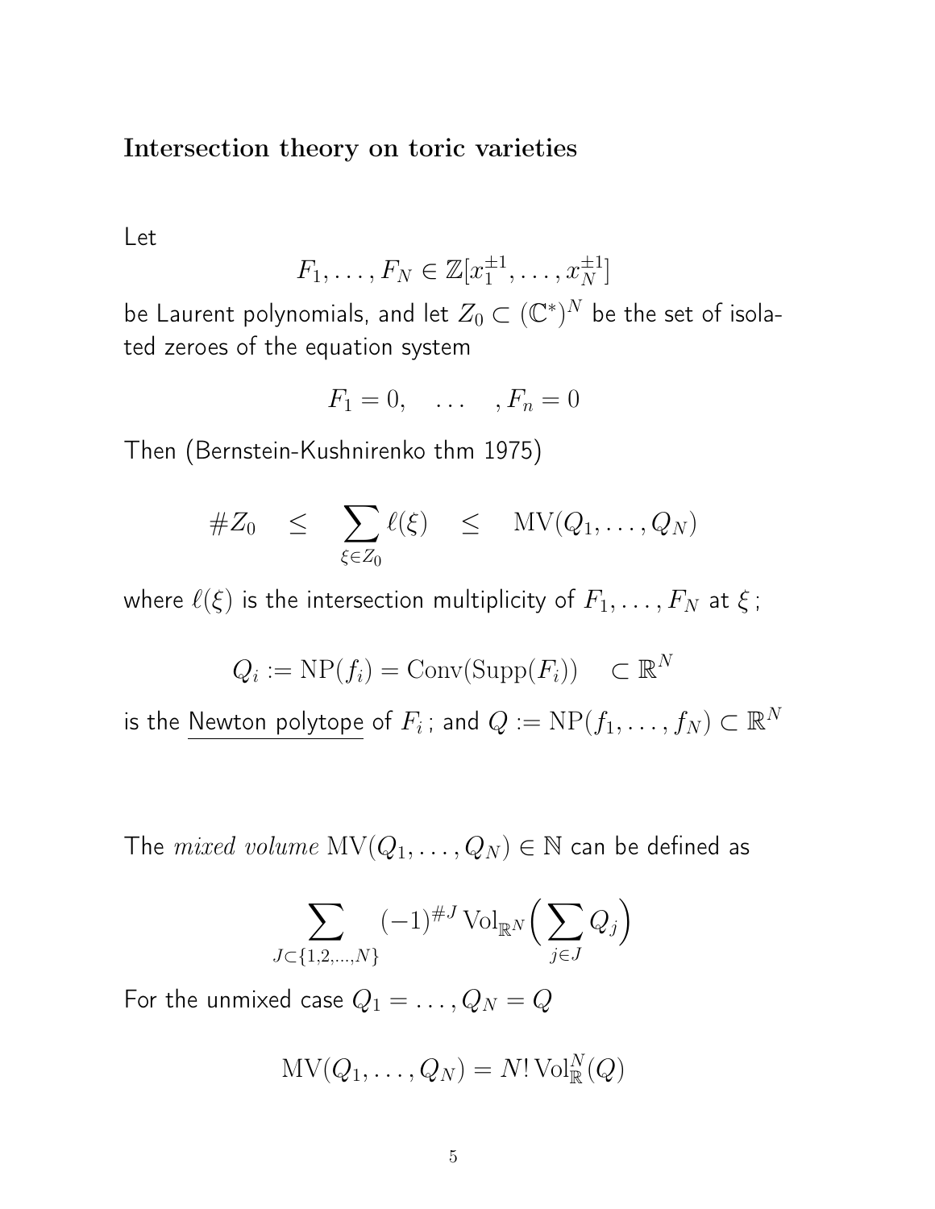## Intersection theory on toric varieties

Let

$$F_1, \ldots, F_N \in \mathbb{Z}[x_1^{\pm 1}, \ldots, x_N^{\pm 1}]$$

be Laurent polynomials, and let $Z_0 \subset (\mathbb{C}^*)^N$ be the set of isolated zeroes of the equation system

$$F_1 = 0, \quad \ldots \quad , F_n = 0$$

Then (Bernstein-Kushnirenko thm 1975)

$$\# Z_0 \quad \leq \quad \sum_{\xi \in Z_0} \ell(\xi) \quad \leq \quad \mathrm{MV}(Q_1, \ldots, Q_N)$$

where $\ell(\xi)$ is the intersection multiplicity of $F_1, \ldots, F_N$ at $\xi$;

$$Q_i := \mathrm{NP}(f_i) = \mathrm{Conv}(\mathrm{Supp}(F_i)) \quad \subset \mathbb{R}^N$$

is the Newton polytope of $F_i$; and $Q := \mathrm{NP}(f_1, \ldots, f_N) \subset \mathbb{R}^N$

The *mixed volume* $\mathrm{MV}(Q_1, \ldots, Q_N) \in \mathbb{N}$ can be defined as

$$\sum_{J \subset \{1,2,\ldots,N\}} (-1)^{\# J} \mathrm{Vol}_{\mathbb{R}^N}\Big( \sum_{j \in J} Q_j \Big)$$

For the unmixed case $Q_1 = \ldots, Q_N = Q$

$$\mathrm{MV}(Q_1, \ldots, Q_N) = N! \, \mathrm{Vol}_{\mathbb{R}}^N(Q)$$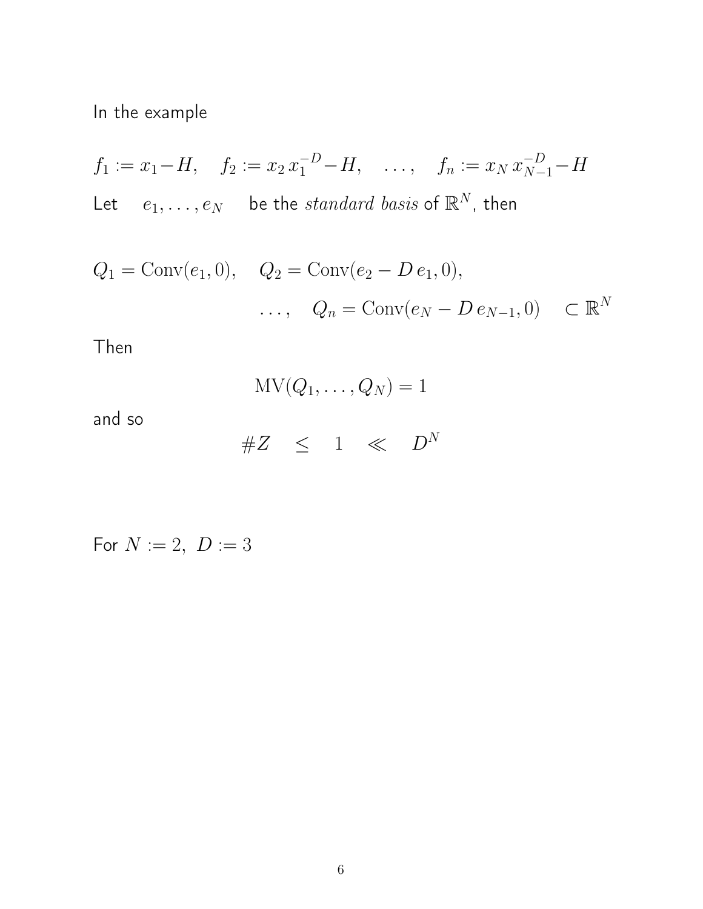In the example

$$f_1 := x_1 - H, \quad f_2 := x_2\, x_1^{-D} - H, \quad \ldots, \quad f_n := x_N\, x_{N-1}^{-D} - H$$

Let $\quad e_1, \ldots, e_N \quad$ be the *standard basis* of $\mathbb{R}^N$, then

$$Q_1 = \mathrm{Conv}(e_1, 0), \quad Q_2 = \mathrm{Conv}(e_2 - D\, e_1, 0),$$
$$\ldots, \quad Q_n = \mathrm{Conv}(e_N - D\, e_{N-1}, 0) \quad \subset \mathbb{R}^N$$

Then

$$\mathrm{MV}(Q_1, \ldots, Q_N) = 1$$

and so

$$\#Z \quad \leq \quad 1 \quad \ll \quad D^N$$

For $N := 2,\ D := 3$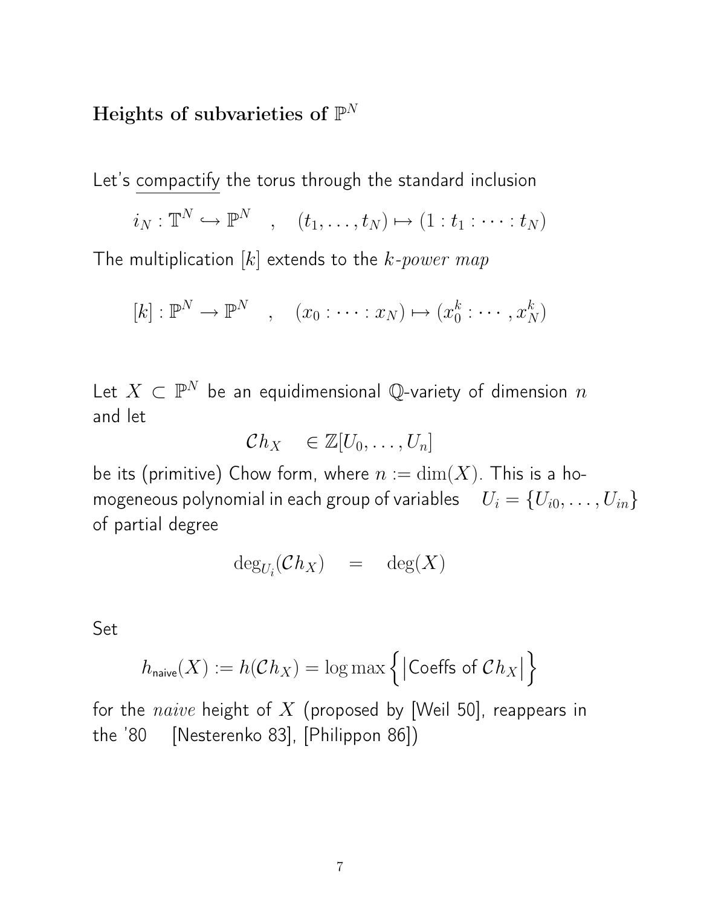### Heights of subvarieties of $\mathbb{P}^N$

Let's compactify the torus through the standard inclusion

$$i_N : \mathbb{T}^N \hookrightarrow \mathbb{P}^N \quad , \quad (t_1, \dots, t_N) \mapsto (1 : t_1 : \cdots : t_N)$$

The multiplication $[k]$ extends to the *k-power map*

$$[k] : \mathbb{P}^N \to \mathbb{P}^N \quad , \quad (x_0 : \cdots : x_N) \mapsto (x_0^k : \cdots , x_N^k)$$

Let $X \subset \mathbb{P}^N$ be an equidimensional $\mathbb{Q}$-variety of dimension $n$ and let

$$\mathcal{C}h_X \quad \in \mathbb{Z}[U_0, \dots, U_n]$$

be its (primitive) Chow form, where $n := \dim(X)$. This is a homogeneous polynomial in each group of variables $U_i = \{U_{i0}, \dots, U_{in}\}$ of partial degree

$$\deg_{U_i}(\mathcal{C}h_X) \quad = \quad \deg(X)$$

Set

$$h_{\mathsf{naive}}(X) := h(\mathcal{C}h_X) = \log \max \Big\{ \big| \text{Coeffs of } \mathcal{C}h_X \big| \Big\}$$

for the *naive* height of $X$ (proposed by [Weil 50], reappears in the '80 [Nesterenko 83], [Philippon 86])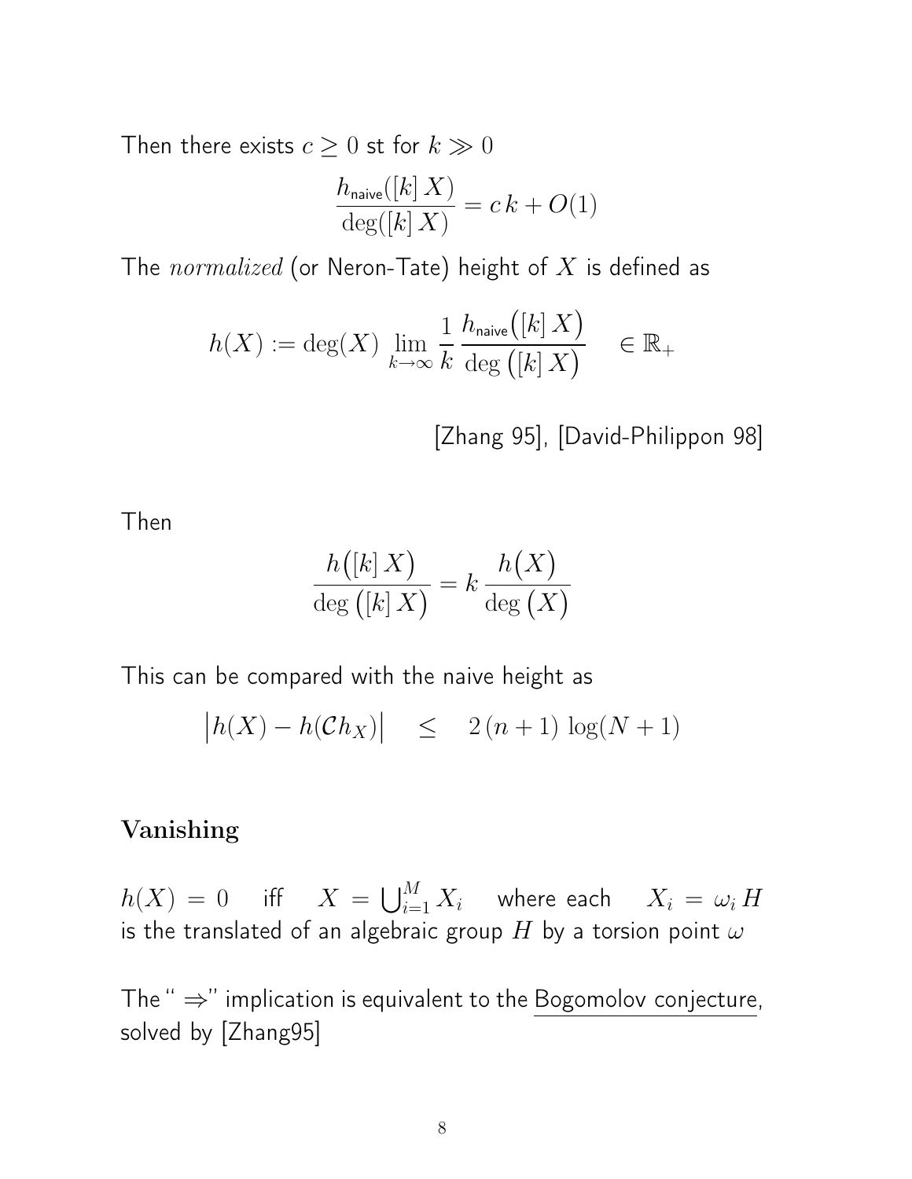Then there exists $c \geq 0$ st for $k \gg 0$

$$\frac{h_{\mathsf{naive}}([k]\,X)}{\deg([k]\,X)} = c\,k + O(1)$$

The *normalized* (or Neron-Tate) height of $X$ is defined as

$$h(X) := \deg(X)\ \lim_{k\to\infty} \frac{1}{k}\,\frac{h_{\mathsf{naive}}\big([k]\,X\big)}{\deg\big([k]\,X\big)} \quad \in \mathbb{R}_+$$

[Zhang 95], [David-Philippon 98]

Then

$$\frac{h\big([k]\,X\big)}{\deg\big([k]\,X\big)} = k\,\frac{h\big(X\big)}{\deg\big(X\big)}$$

This can be compared with the naive height as

$$\big|h(X) - h(\mathcal{C}h_X)\big| \quad \leq \quad 2\,(n+1)\,\log(N+1)$$

## Vanishing

$h(X) = 0$ iff $X = \bigcup_{i=1}^{M} X_i$ where each $X_i = \omega_i\,H$ is the translated of an algebraic group $H$ by a torsion point $\omega$

The "$\Rightarrow$" implication is equivalent to the Bogomolov conjecture, solved by [Zhang95]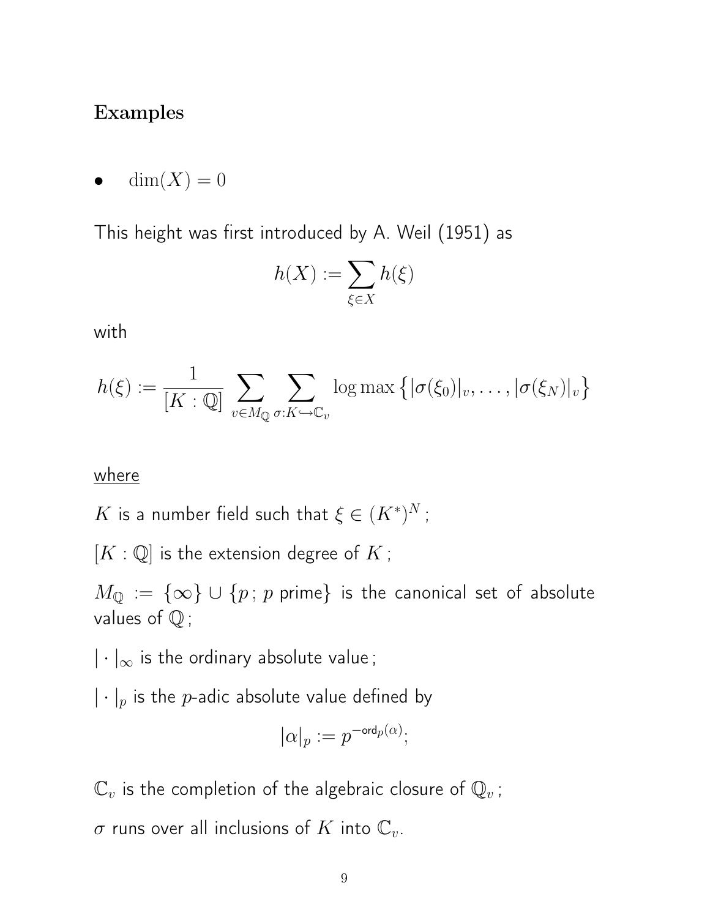## Examples

- $\dim(X) = 0$

This height was first introduced by A. Weil (1951) as

$$h(X) := \sum_{\xi \in X} h(\xi)$$

with

$$h(\xi) := \frac{1}{[K:\mathbb{Q}]} \sum_{v \in M_{\mathbb{Q}}} \sum_{\sigma: K \hookrightarrow \mathbb{C}_v} \log \max \left\{ |\sigma(\xi_0)|_v, \ldots, |\sigma(\xi_N)|_v \right\}$$

where

$K$ is a number field such that $\xi \in (K^*)^N$ ;

$[K:\mathbb{Q}]$ is the extension degree of $K$ ;

$M_{\mathbb{Q}} := \{\infty\} \cup \{p \,;\, p \text{ prime}\}$ is the canonical set of absolute values of $\mathbb{Q}$ ;

$|\cdot|_\infty$ is the ordinary absolute value ;

$|\cdot|_p$ is the $p$-adic absolute value defined by

$$|\alpha|_p := p^{-\mathsf{ord}_p(\alpha)};$$

$\mathbb{C}_v$ is the completion of the algebraic closure of $\mathbb{Q}_v$ ;

$\sigma$ runs over all inclusions of $K$ into $\mathbb{C}_v$.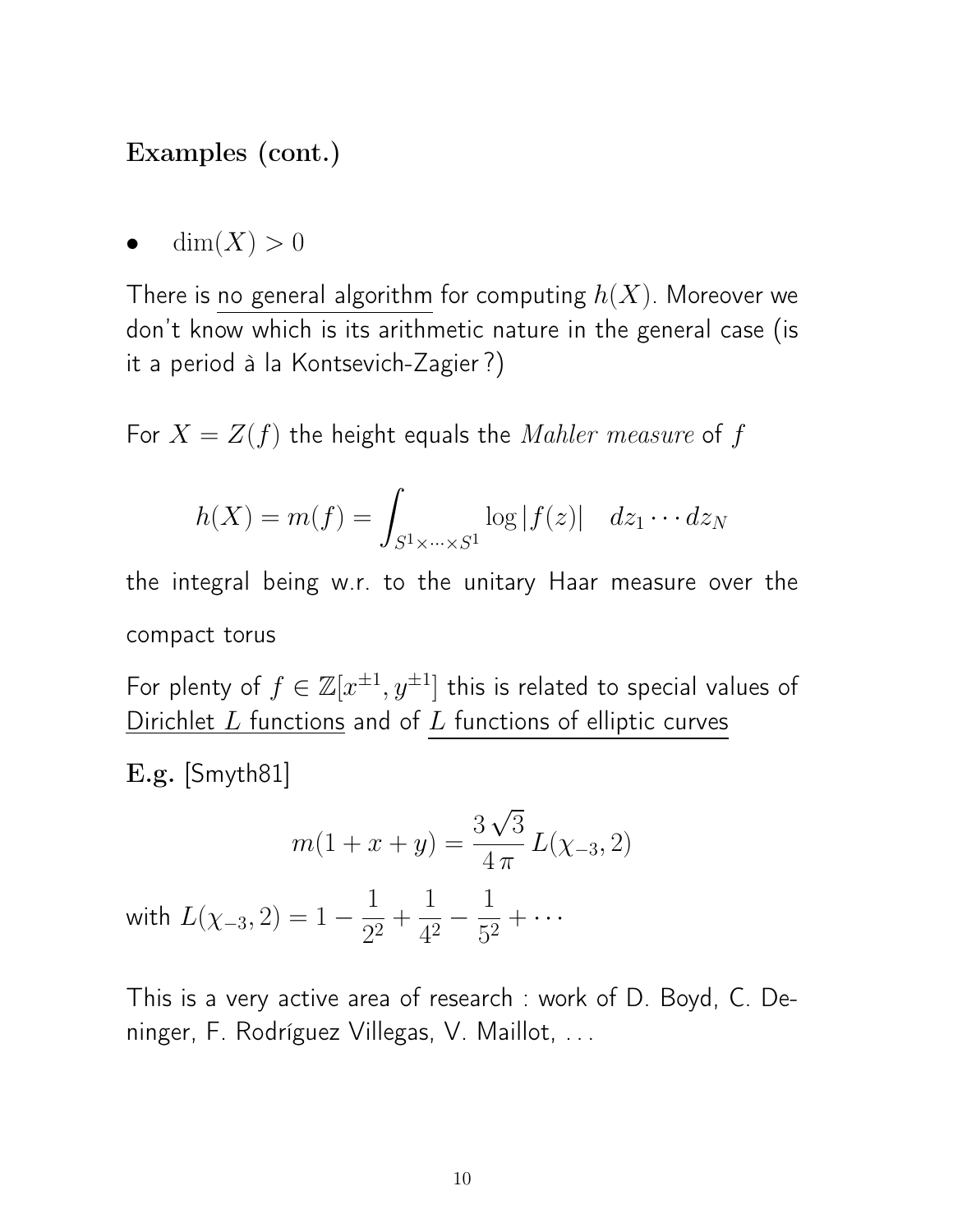## Examples (cont.)

- $\dim(X) > 0$

There is no general algorithm for computing $h(X)$. Moreover we don't know which is its arithmetic nature in the general case (is it a period à la Kontsevich-Zagier ?)

For $X = Z(f)$ the height equals the *Mahler measure* of $f$

$$h(X) = m(f) = \int_{S^1 \times \cdots \times S^1} \log |f(z)| \quad dz_1 \cdots dz_N$$

the integral being w.r. to the unitary Haar measure over the compact torus

For plenty of $f \in \mathbb{Z}[x^{\pm 1}, y^{\pm 1}]$ this is related to special values of Dirichlet $L$ functions and of $L$ functions of elliptic curves

**E.g.** [Smyth81]

$$m(1 + x + y) = \frac{3\sqrt{3}}{4\pi} L(\chi_{-3}, 2)$$

with $L(\chi_{-3}, 2) = 1 - \frac{1}{2^2} + \frac{1}{4^2} - \frac{1}{5^2} + \cdots$

This is a very active area of research : work of D. Boyd, C. Deninger, F. Rodríguez Villegas, V. Maillot, ...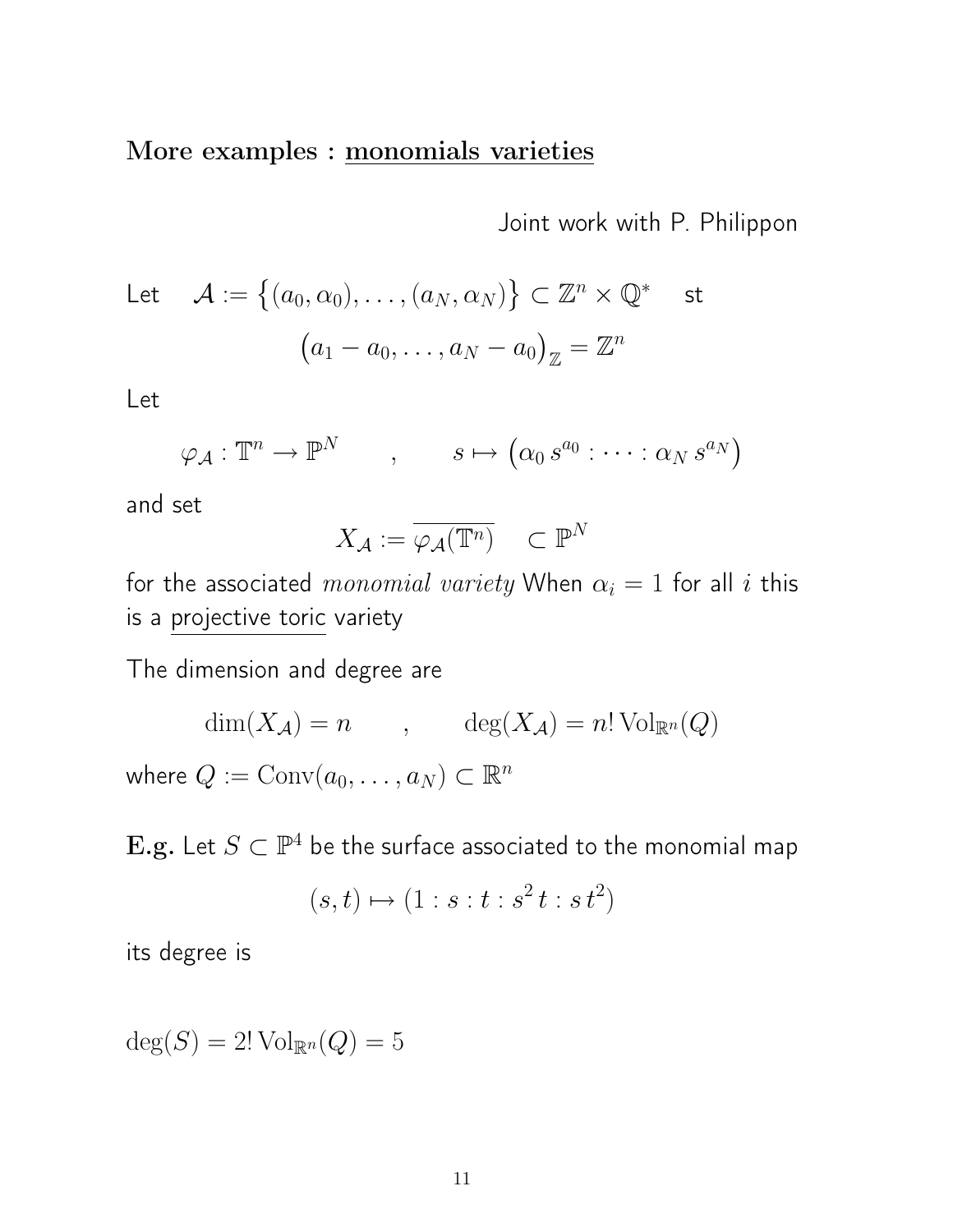## More examples : monomials varieties

Joint work with P. Philippon

Let $\quad \mathcal{A} := \{(a_0, \alpha_0), \ldots, (a_N, \alpha_N)\} \subset \mathbb{Z}^n \times \mathbb{Q}^* \quad$ st

$$\left(a_1 - a_0, \ldots, a_N - a_0\right)_{\mathbb{Z}} = \mathbb{Z}^n$$

Let

$$\varphi_{\mathcal{A}} : \mathbb{T}^n \to \mathbb{P}^N \qquad , \qquad s \mapsto \left(\alpha_0 \, s^{a_0} : \cdots : \alpha_N \, s^{a_N}\right)$$

and set

$$X_{\mathcal{A}} := \overline{\varphi_{\mathcal{A}}(\mathbb{T}^n)} \quad \subset \mathbb{P}^N$$

for the associated *monomial variety* When $\alpha_i = 1$ for all $i$ this is a projective toric variety

The dimension and degree are

$$\dim(X_{\mathcal{A}}) = n \qquad , \qquad \deg(X_{\mathcal{A}}) = n! \, \mathrm{Vol}_{\mathbb{R}^n}(Q)$$

where $Q := \mathrm{Conv}(a_0, \ldots, a_N) \subset \mathbb{R}^n$

**E.g.** Let $S \subset \mathbb{P}^4$ be the surface associated to the monomial map

$$(s, t) \mapsto (1 : s : t : s^2 \, t : s \, t^2)$$

its degree is

$$\deg(S) = 2! \, \mathrm{Vol}_{\mathbb{R}^n}(Q) = 5$$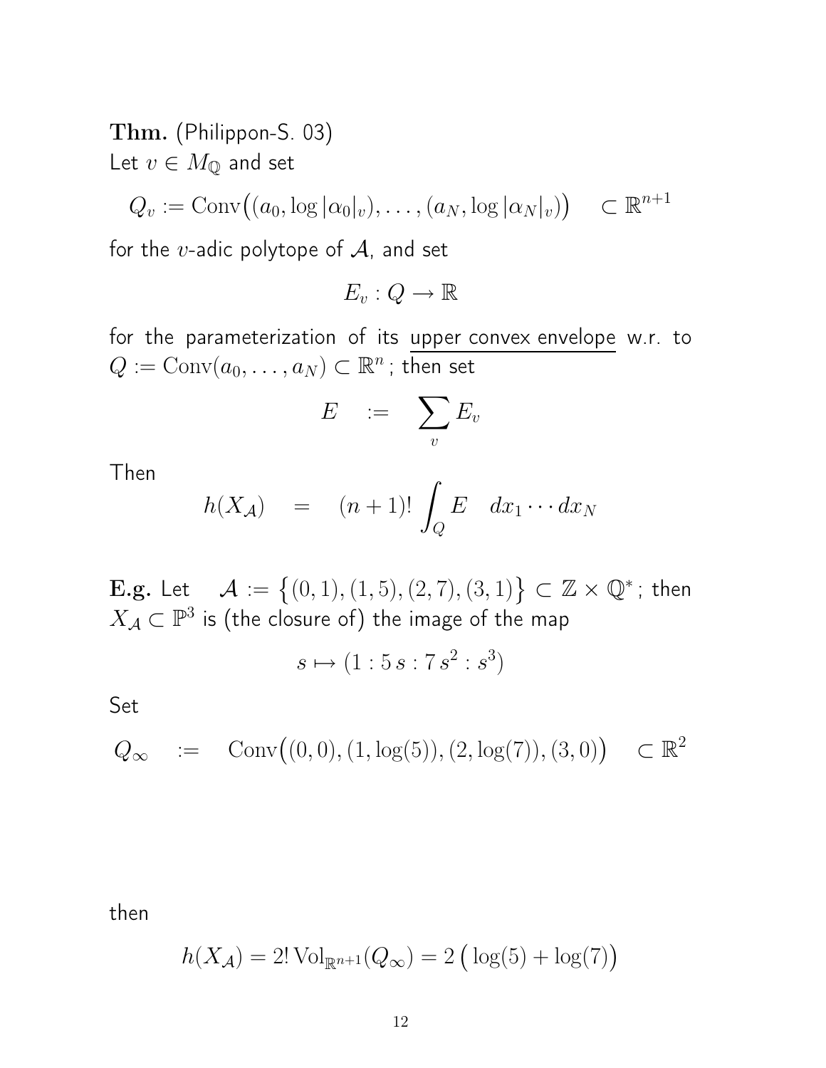**Thm.** (Philippon-S. 03)
Let $v \in M_{\mathbb{Q}}$ and set

$$Q_v := \mathrm{Conv}\big((a_0, \log|\alpha_0|_v), \ldots, (a_N, \log|\alpha_N|_v)\big) \quad \subset \mathbb{R}^{n+1}$$

for the $v$-adic polytope of $\mathcal{A}$, and set

$$E_v : Q \to \mathbb{R}$$

for the parameterization of its <u>upper convex envelope</u> w.r. to $Q := \mathrm{Conv}(a_0, \ldots, a_N) \subset \mathbb{R}^n$ ; then set

$$E \quad := \quad \sum_v E_v$$

Then

$$h(X_{\mathcal{A}}) \quad = \quad (n+1)! \int_Q E \quad dx_1 \cdots dx_N$$

**E.g.** Let $\mathcal{A} := \big\{(0,1), (1,5), (2,7), (3,1)\big\} \subset \mathbb{Z} \times \mathbb{Q}^*$ ; then $X_{\mathcal{A}} \subset \mathbb{P}^3$ is (the closure of) the image of the map

$$s \mapsto (1 : 5\,s : 7\,s^2 : s^3)$$

Set

$$Q_\infty \quad := \quad \mathrm{Conv}\big((0,0), (1, \log(5)), (2, \log(7)), (3, 0)\big) \quad \subset \mathbb{R}^2$$

then

$$h(X_{\mathcal{A}}) = 2!\,\mathrm{Vol}_{\mathbb{R}^{n+1}}(Q_\infty) = 2\,\big(\log(5) + \log(7)\big)$$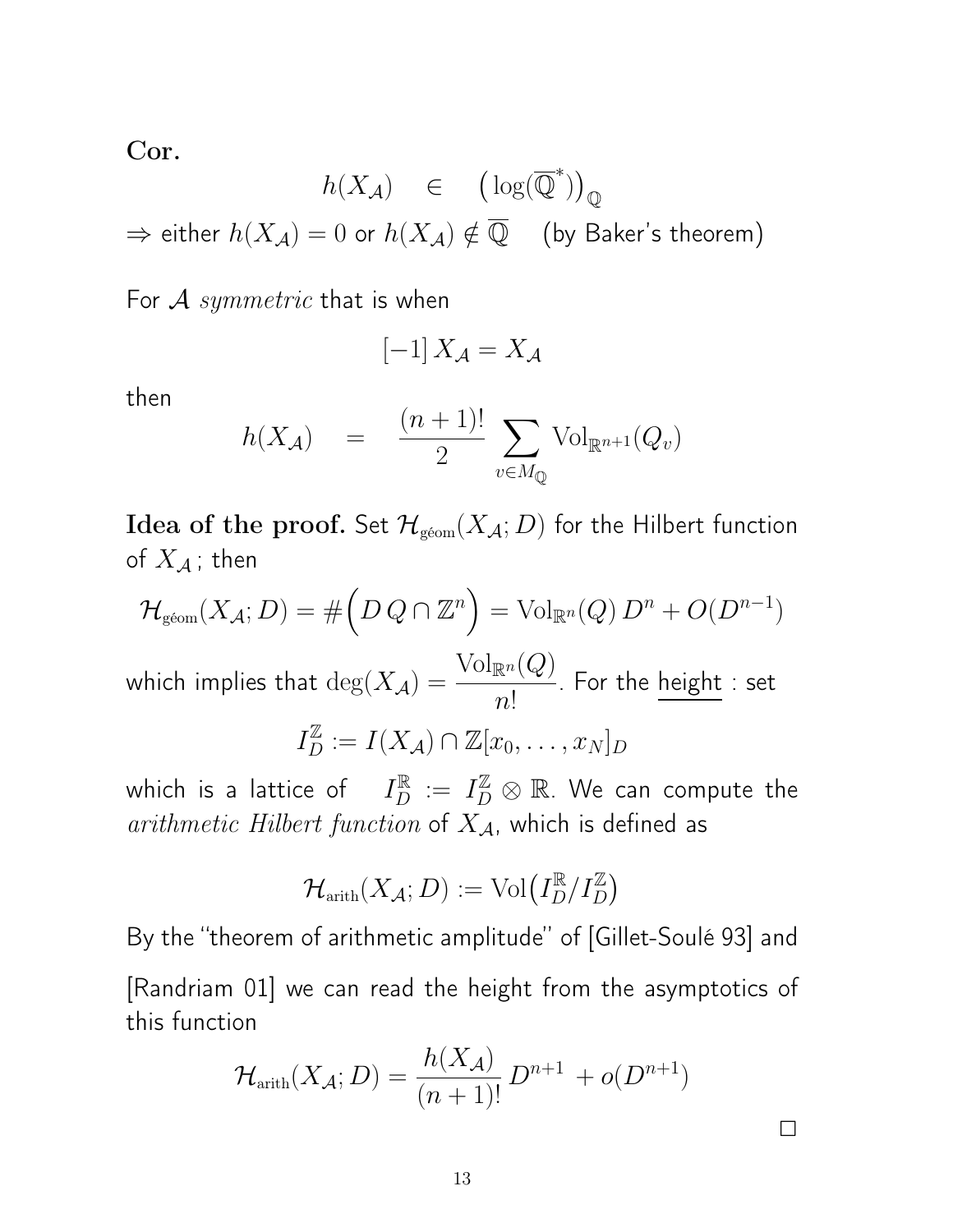**Cor.**

$$h(X_{\mathcal{A}}) \quad \in \quad \big(\log(\overline{\mathbb{Q}}^*)\big)_{\mathbb{Q}}$$

$\Rightarrow$ either $h(X_{\mathcal{A}}) = 0$ or $h(X_{\mathcal{A}}) \notin \overline{\mathbb{Q}}$ (by Baker's theorem)

For $\mathcal{A}$ *symmetric* that is when

$$[-1]\, X_{\mathcal{A}} = X_{\mathcal{A}}$$

then

$$h(X_{\mathcal{A}}) \quad = \quad \frac{(n+1)!}{2} \sum_{v \in M_{\mathbb{Q}}} \mathrm{Vol}_{\mathbb{R}^{n+1}}(Q_v)$$

**Idea of the proof.** Set $\mathcal{H}_{\text{géom}}(X_{\mathcal{A}}; D)$ for the Hilbert function of $X_{\mathcal{A}}$; then

$$\mathcal{H}_{\text{géom}}(X_{\mathcal{A}}; D) = \#\Big(D\, Q \cap \mathbb{Z}^n\Big) = \mathrm{Vol}_{\mathbb{R}^n}(Q)\, D^n + O(D^{n-1})$$

which implies that $\deg(X_{\mathcal{A}}) = \dfrac{\mathrm{Vol}_{\mathbb{R}^n}(Q)}{n!}$. For the <u>height</u> : set

$$I_D^{\mathbb{Z}} := I(X_{\mathcal{A}}) \cap \mathbb{Z}[x_0, \ldots, x_N]_D$$

which is a lattice of $I_D^{\mathbb{R}} := I_D^{\mathbb{Z}} \otimes \mathbb{R}$. We can compute the *arithmetic Hilbert function* of $X_{\mathcal{A}}$, which is defined as

$$\mathcal{H}_{\text{arith}}(X_{\mathcal{A}}; D) := \mathrm{Vol}\big(I_D^{\mathbb{R}} / I_D^{\mathbb{Z}}\big)$$

By the "theorem of arithmetic amplitude" of [Gillet-Soulé 93] and [Randriam 01] we can read the height from the asymptotics of this function

$$\mathcal{H}_{\text{arith}}(X_{\mathcal{A}}; D) = \frac{h(X_{\mathcal{A}})}{(n+1)!}\, D^{n+1} + o(D^{n+1})$$

$\square$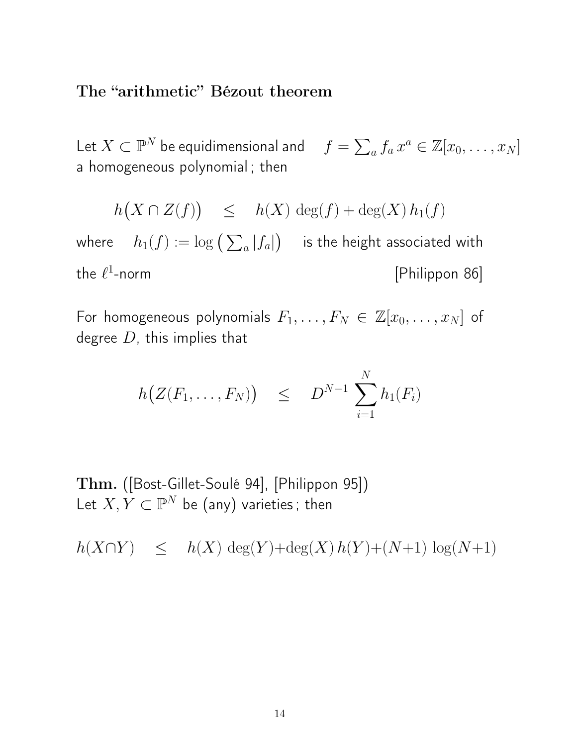## The "arithmetic" Bézout theorem

Let $X \subset \mathbb{P}^N$ be equidimensional and $f = \sum_a f_a x^a \in \mathbb{Z}[x_0, \ldots, x_N]$ a homogeneous polynomial ; then

$$h\big(X \cap Z(f)\big) \quad \leq \quad h(X)\,\deg(f) + \deg(X)\,h_1(f)$$

where $h_1(f) := \log\big(\sum_a |f_a|\big)$ is the height associated with the $\ell^1$-norm [Philippon 86]

For homogeneous polynomials $F_1, \ldots, F_N \in \mathbb{Z}[x_0, \ldots, x_N]$ of degree $D$, this implies that

$$h\big(Z(F_1, \ldots, F_N)\big) \quad \leq \quad D^{N-1} \sum_{i=1}^{N} h_1(F_i)$$

**Thm.** ([Bost-Gillet-Soulé 94], [Philippon 95])
Let $X, Y \subset \mathbb{P}^N$ be (any) varieties ; then

$$h(X \cap Y) \quad \leq \quad h(X)\,\deg(Y) + \deg(X)\,h(Y) + (N+1)\,\log(N+1)$$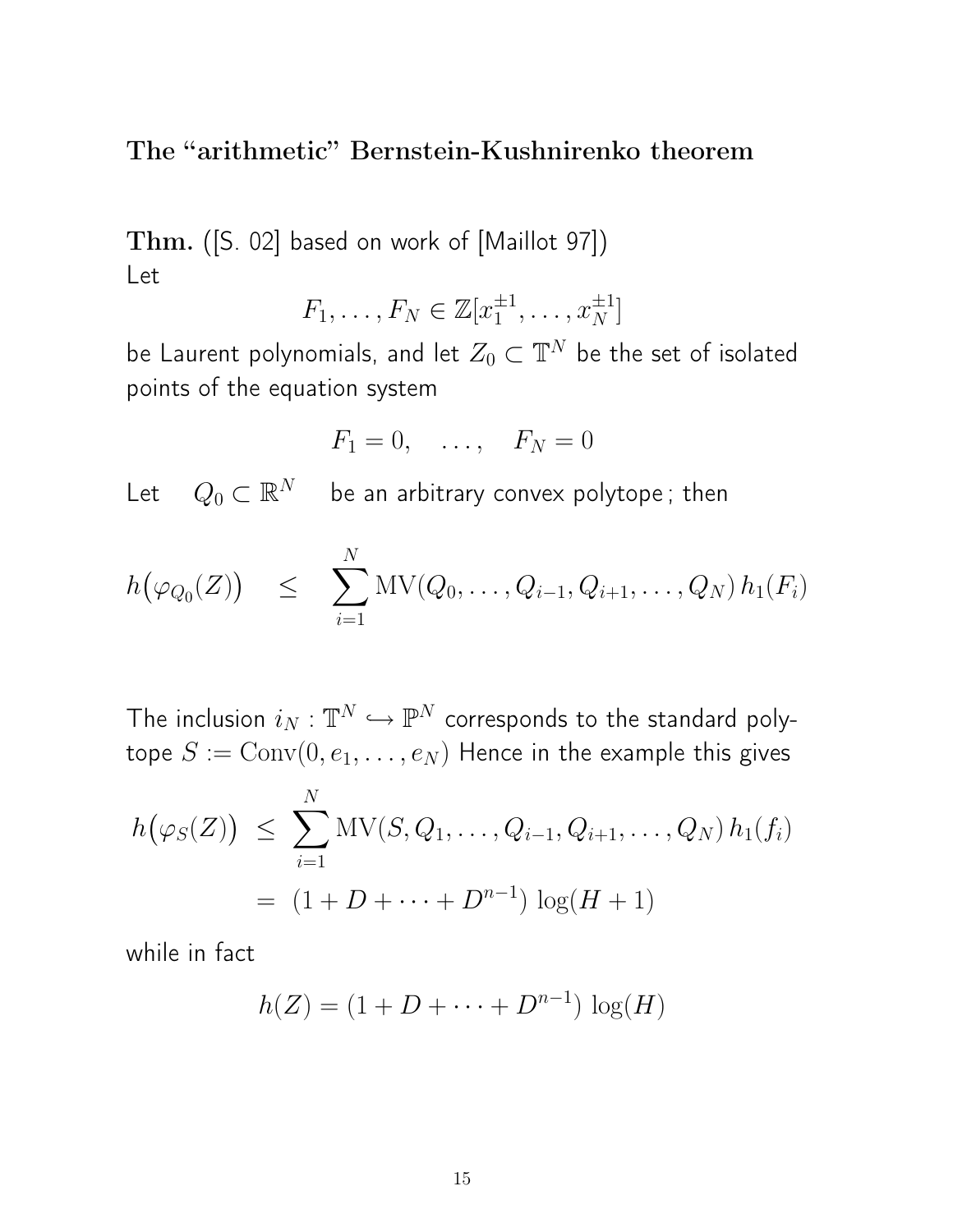## The "arithmetic" Bernstein-Kushnirenko theorem

**Thm.** ([S. 02] based on work of [Maillot 97])
Let

$$F_1, \ldots, F_N \in \mathbb{Z}[x_1^{\pm 1}, \ldots, x_N^{\pm 1}]$$

be Laurent polynomials, and let $Z_0 \subset \mathbb{T}^N$ be the set of isolated points of the equation system

$$F_1 = 0, \quad \ldots, \quad F_N = 0$$

Let $\quad Q_0 \subset \mathbb{R}^N \quad$ be an arbitrary convex polytope ; then

$$h\big(\varphi_{Q_0}(Z)\big) \quad \leq \quad \sum_{i=1}^{N} \mathrm{MV}(Q_0, \ldots, Q_{i-1}, Q_{i+1}, \ldots, Q_N)\, h_1(F_i)$$

The inclusion $i_N : \mathbb{T}^N \hookrightarrow \mathbb{P}^N$ corresponds to the standard polytope $S := \mathrm{Conv}(0, e_1, \ldots, e_N)$ Hence in the example this gives

$$\begin{aligned} h\big(\varphi_S(Z)\big) \;&\leq\; \sum_{i=1}^{N} \mathrm{MV}(S, Q_1, \ldots, Q_{i-1}, Q_{i+1}, \ldots, Q_N)\, h_1(f_i) \\ &=\; (1 + D + \cdots + D^{n-1})\, \log(H+1) \end{aligned}$$

while in fact

$$h(Z) = (1 + D + \cdots + D^{n-1})\, \log(H)$$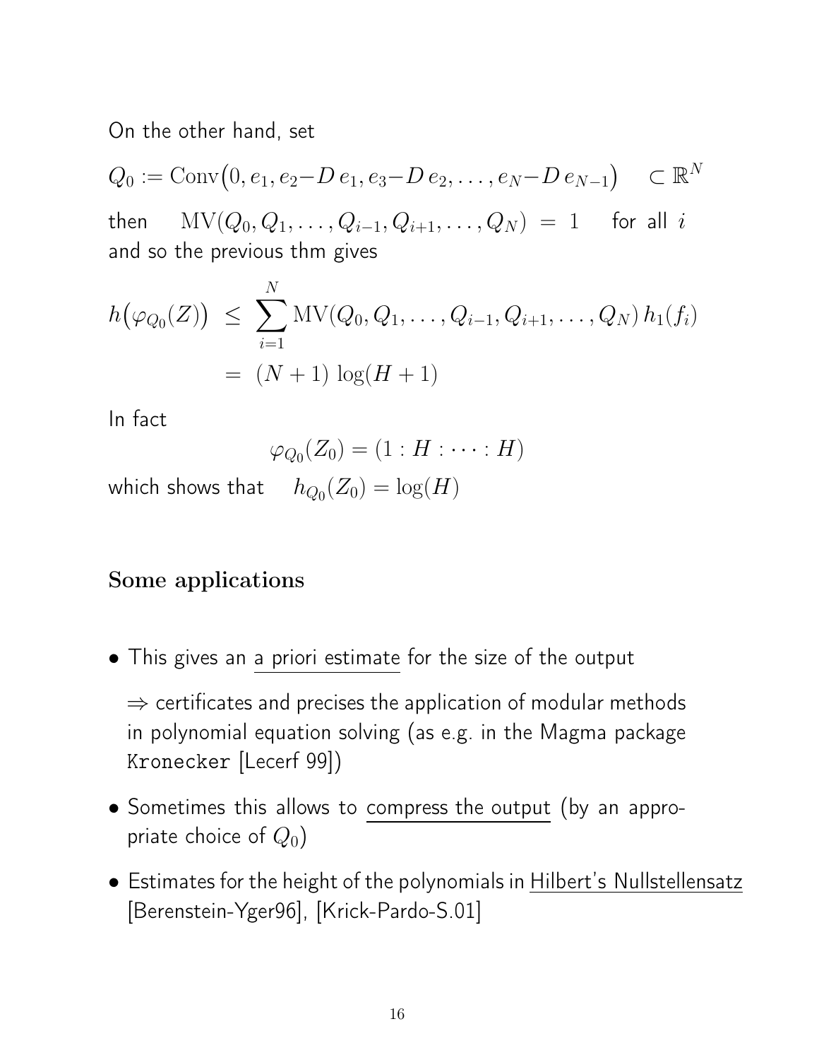On the other hand, set

$$Q_0 := \mathrm{Conv}\big(0, e_1, e_2 - D\, e_1, e_3 - D\, e_2, \ldots, e_N - D\, e_{N-1}\big) \quad \subset \mathbb{R}^N$$

then $\quad \mathrm{MV}(Q_0, Q_1, \ldots, Q_{i-1}, Q_{i+1}, \ldots, Q_N) \;=\; 1 \quad$ for all $i$ and so the previous thm gives

$$\begin{aligned} h\big(\varphi_{Q_0}(Z)\big) \;&\leq\; \sum_{i=1}^{N} \mathrm{MV}(Q_0, Q_1, \ldots, Q_{i-1}, Q_{i+1}, \ldots, Q_N)\, h_1(f_i) \\ &=\; (N+1)\, \log(H+1) \end{aligned}$$

In fact

$$\varphi_{Q_0}(Z_0) = (1 : H : \cdots : H)$$

which shows that $\quad h_{Q_0}(Z_0) = \log(H)$

## Some applications

- This gives an a priori estimate for the size of the output

  $\Rightarrow$ certificates and precises the application of modular methods in polynomial equation solving (as e.g. in the Magma package `Kronecker` [Lecerf 99])

- Sometimes this allows to compress the output (by an appropriate choice of $Q_0$)

- Estimates for the height of the polynomials in Hilbert's Nullstellensatz [Berenstein-Yger96], [Krick-Pardo-S.01]